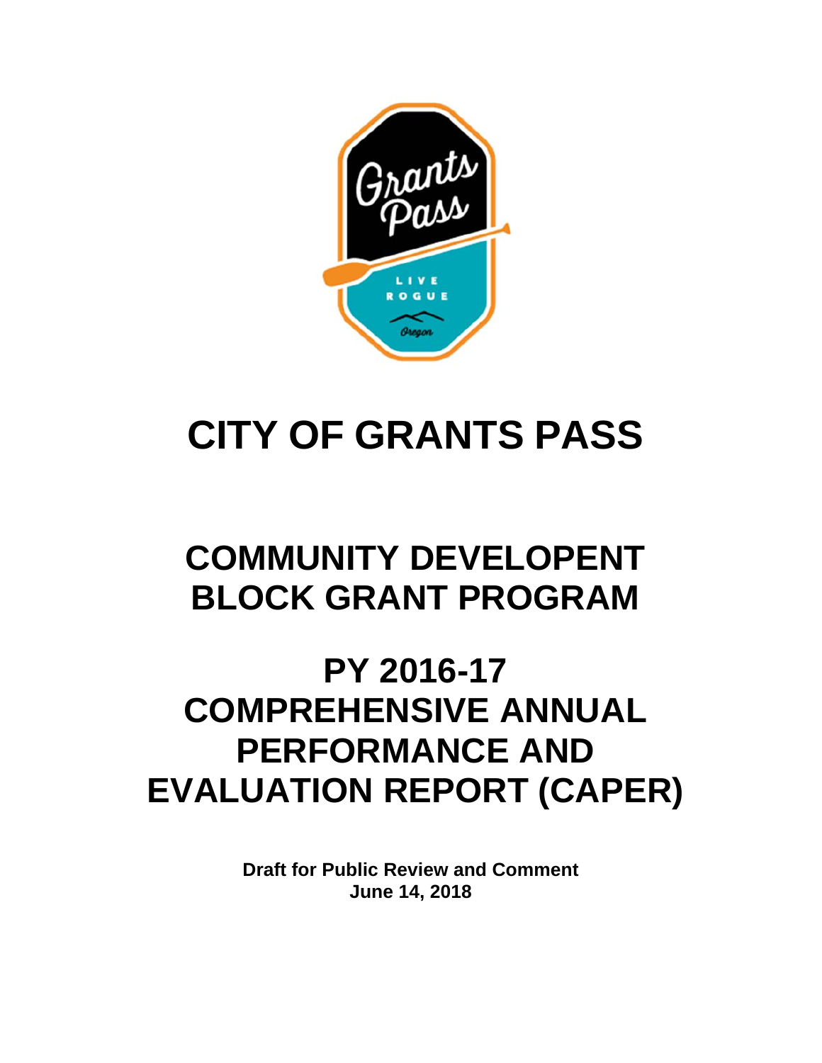# CITY OF GRANTS PASS

# COMMUNITY DEVELOPENT BLOCK GRANT PROGRAM

# PY 2016-17 COMPREHENSIVE ANNUAL PERFORMANCE AND EVALUATION REPORT (CAPER)

**Draft for Public Review and Comment**
**June 14, 2018**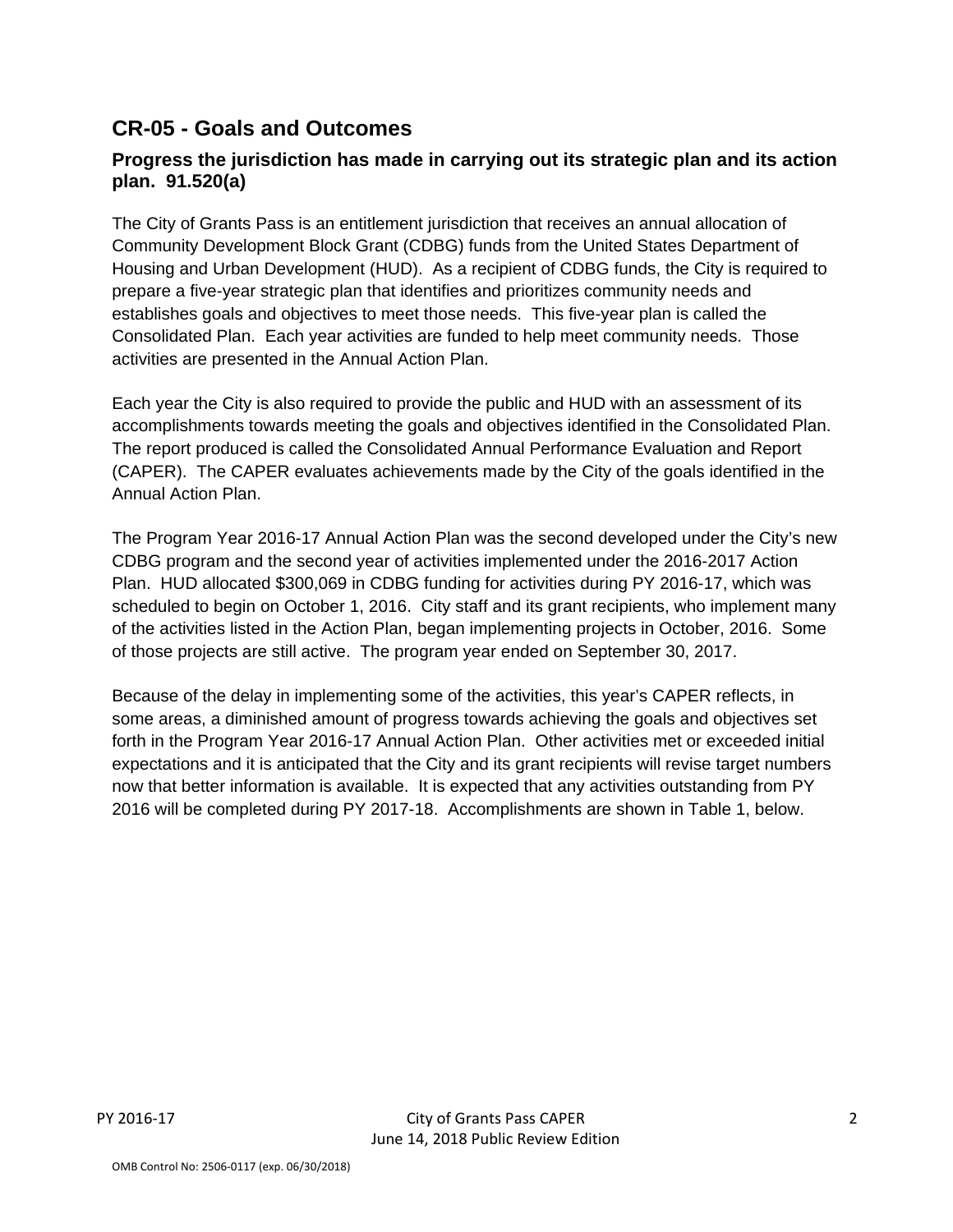## CR-05 - Goals and Outcomes

### Progress the jurisdiction has made in carrying out its strategic plan and its action plan. 91.520(a)

The City of Grants Pass is an entitlement jurisdiction that receives an annual allocation of Community Development Block Grant (CDBG) funds from the United States Department of Housing and Urban Development (HUD). As a recipient of CDBG funds, the City is required to prepare a five-year strategic plan that identifies and prioritizes community needs and establishes goals and objectives to meet those needs. This five-year plan is called the Consolidated Plan. Each year activities are funded to help meet community needs. Those activities are presented in the Annual Action Plan.

Each year the City is also required to provide the public and HUD with an assessment of its accomplishments towards meeting the goals and objectives identified in the Consolidated Plan. The report produced is called the Consolidated Annual Performance Evaluation and Report (CAPER). The CAPER evaluates achievements made by the City of the goals identified in the Annual Action Plan.

The Program Year 2016-17 Annual Action Plan was the second developed under the City's new CDBG program and the second year of activities implemented under the 2016-2017 Action Plan. HUD allocated $300,069 in CDBG funding for activities during PY 2016-17, which was scheduled to begin on October 1, 2016. City staff and its grant recipients, who implement many of the activities listed in the Action Plan, began implementing projects in October, 2016. Some of those projects are still active. The program year ended on September 30, 2017.

Because of the delay in implementing some of the activities, this year's CAPER reflects, in some areas, a diminished amount of progress towards achieving the goals and objectives set forth in the Program Year 2016-17 Annual Action Plan. Other activities met or exceeded initial expectations and it is anticipated that the City and its grant recipients will revise target numbers now that better information is available. It is expected that any activities outstanding from PY 2016 will be completed during PY 2017-18. Accomplishments are shown in Table 1, below.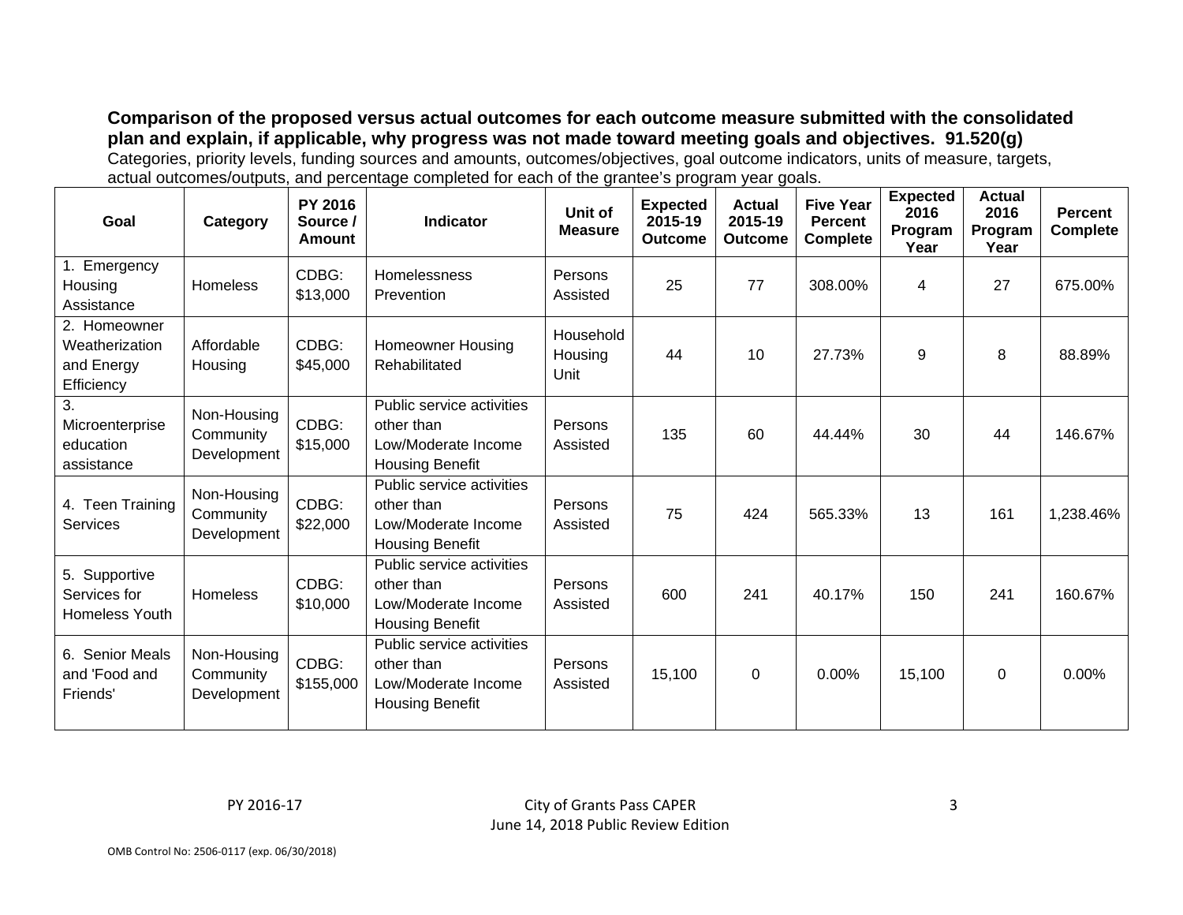**Comparison of the proposed versus actual outcomes for each outcome measure submitted with the consolidated plan and explain, if applicable, why progress was not made toward meeting goals and objectives. 91.520(g)**

Categories, priority levels, funding sources and amounts, outcomes/objectives, goal outcome indicators, units of measure, targets, actual outcomes/outputs, and percentage completed for each of the grantee's program year goals.

| Goal | Category | PY 2016 Source / Amount | Indicator | Unit of Measure | Expected 2015-19 Outcome | Actual 2015-19 Outcome | Five Year Percent Complete | Expected 2016 Program Year | Actual 2016 Program Year | Percent Complete |
|---|---|---|---|---|---|---|---|---|---|---|
| 1. Emergency Housing Assistance | Homeless | CDBG: $13,000 | Homelessness Prevention | Persons Assisted | 25 | 77 | 308.00% | 4 | 27 | 675.00% |
| 2. Homeowner Weatherization and Energy Efficiency | Affordable Housing | CDBG: $45,000 | Homeowner Housing Rehabilitated | Household Housing Unit | 44 | 10 | 27.73% | 9 | 8 | 88.89% |
| 3. Microenterprise education assistance | Non-Housing Community Development | CDBG: $15,000 | Public service activities other than Low/Moderate Income Housing Benefit | Persons Assisted | 135 | 60 | 44.44% | 30 | 44 | 146.67% |
| 4. Teen Training Services | Non-Housing Community Development | CDBG: $22,000 | Public service activities other than Low/Moderate Income Housing Benefit | Persons Assisted | 75 | 424 | 565.33% | 13 | 161 | 1,238.46% |
| 5. Supportive Services for Homeless Youth | Homeless | CDBG: $10,000 | Public service activities other than Low/Moderate Income Housing Benefit | Persons Assisted | 600 | 241 | 40.17% | 150 | 241 | 160.67% |
| 6. Senior Meals and 'Food and Friends' | Non-Housing Community Development | CDBG: $155,000 | Public service activities other than Low/Moderate Income Housing Benefit | Persons Assisted | 15,100 | 0 | 0.00% | 15,100 | 0 | 0.00% |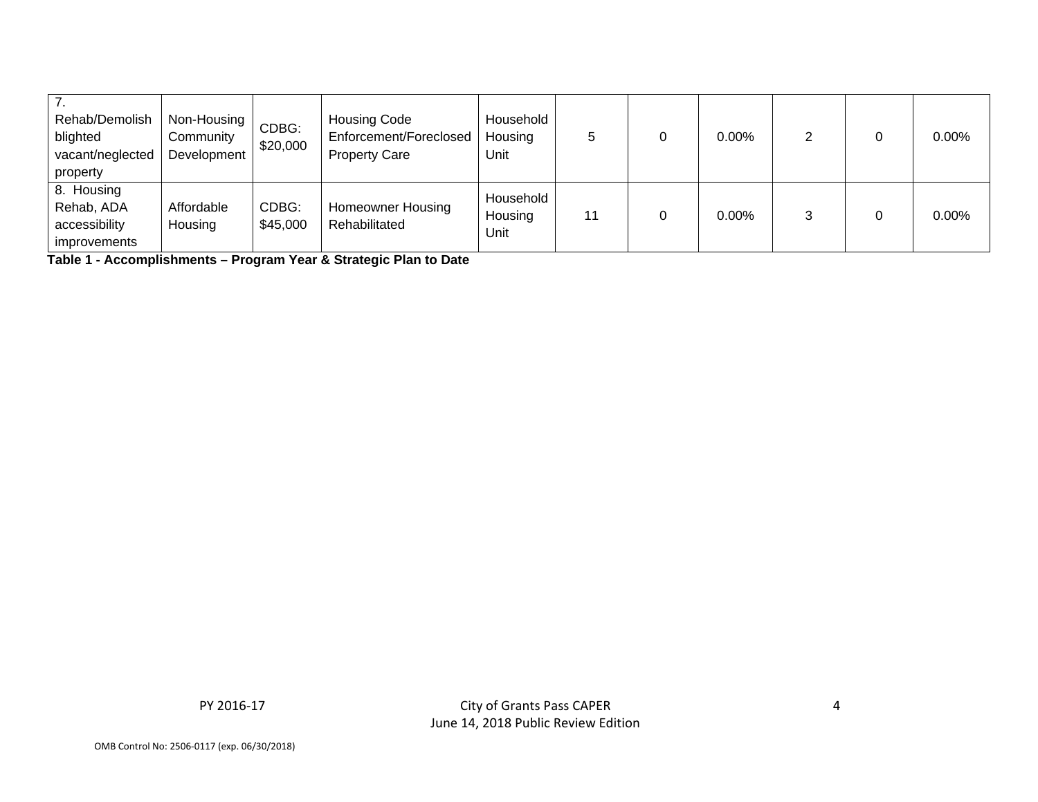| 7. Rehab/Demolish blighted vacant/neglected property | Non-Housing Community Development | CDBG: $20,000 | Housing Code Enforcement/Foreclosed Property Care | Household Housing Unit | 5 | 0 | 0.00% | 2 | 0 | 0.00% |
|---|---|---|---|---|---|---|---|---|---|---|
| 8. Housing Rehab, ADA accessibility improvements | Affordable Housing | CDBG: $45,000 | Homeowner Housing Rehabilitated | Household Housing Unit | 11 | 0 | 0.00% | 3 | 0 | 0.00% |

**Table 1 - Accomplishments – Program Year & Strategic Plan to Date**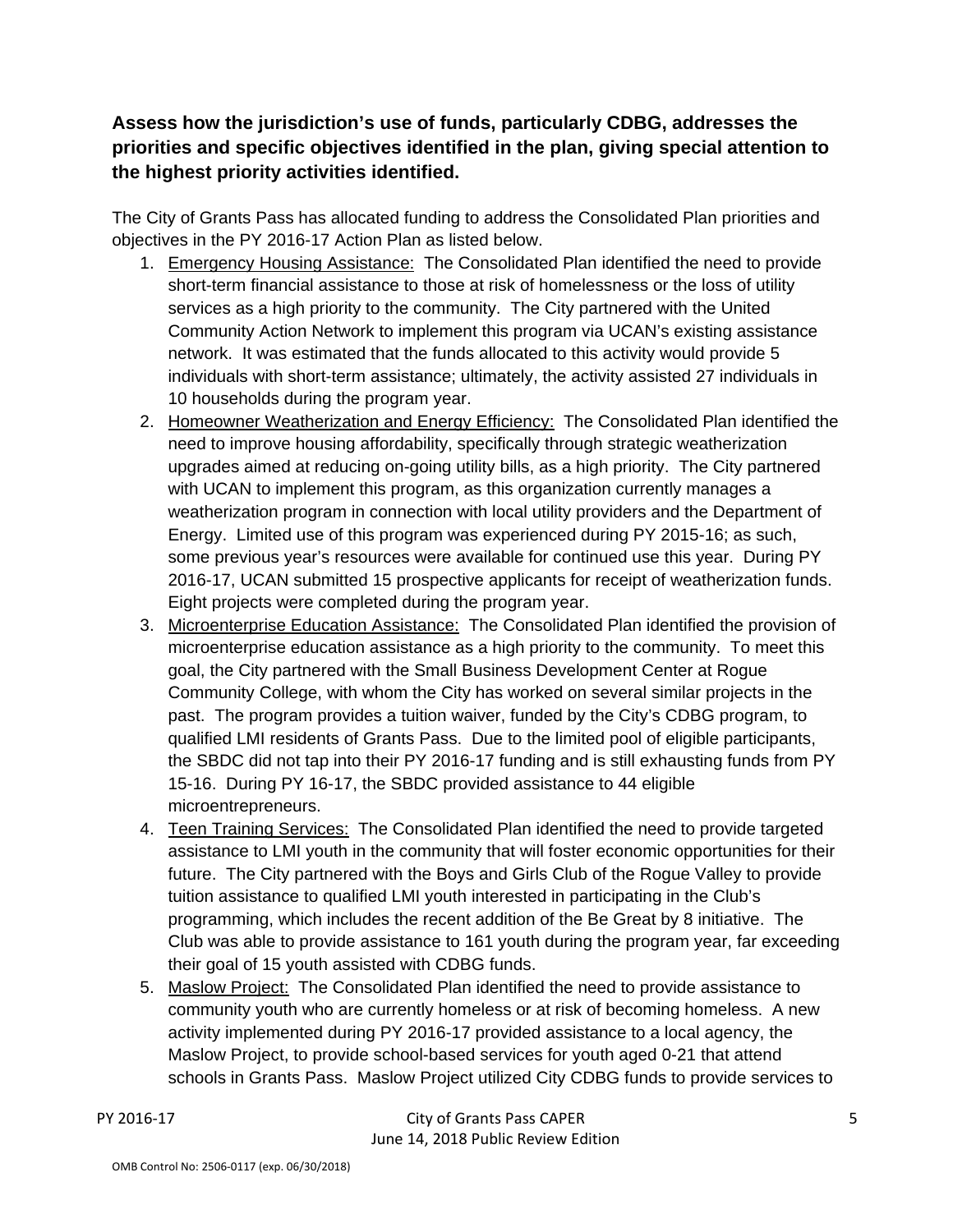**Assess how the jurisdiction's use of funds, particularly CDBG, addresses the priorities and specific objectives identified in the plan, giving special attention to the highest priority activities identified.**

The City of Grants Pass has allocated funding to address the Consolidated Plan priorities and objectives in the PY 2016-17 Action Plan as listed below.

1. Emergency Housing Assistance: The Consolidated Plan identified the need to provide short-term financial assistance to those at risk of homelessness or the loss of utility services as a high priority to the community. The City partnered with the United Community Action Network to implement this program via UCAN's existing assistance network. It was estimated that the funds allocated to this activity would provide 5 individuals with short-term assistance; ultimately, the activity assisted 27 individuals in 10 households during the program year.
2. Homeowner Weatherization and Energy Efficiency: The Consolidated Plan identified the need to improve housing affordability, specifically through strategic weatherization upgrades aimed at reducing on-going utility bills, as a high priority. The City partnered with UCAN to implement this program, as this organization currently manages a weatherization program in connection with local utility providers and the Department of Energy. Limited use of this program was experienced during PY 2015-16; as such, some previous year's resources were available for continued use this year. During PY 2016-17, UCAN submitted 15 prospective applicants for receipt of weatherization funds. Eight projects were completed during the program year.
3. Microenterprise Education Assistance: The Consolidated Plan identified the provision of microenterprise education assistance as a high priority to the community. To meet this goal, the City partnered with the Small Business Development Center at Rogue Community College, with whom the City has worked on several similar projects in the past. The program provides a tuition waiver, funded by the City's CDBG program, to qualified LMI residents of Grants Pass. Due to the limited pool of eligible participants, the SBDC did not tap into their PY 2016-17 funding and is still exhausting funds from PY 15-16. During PY 16-17, the SBDC provided assistance to 44 eligible microentrepreneurs.
4. Teen Training Services: The Consolidated Plan identified the need to provide targeted assistance to LMI youth in the community that will foster economic opportunities for their future. The City partnered with the Boys and Girls Club of the Rogue Valley to provide tuition assistance to qualified LMI youth interested in participating in the Club's programming, which includes the recent addition of the Be Great by 8 initiative. The Club was able to provide assistance to 161 youth during the program year, far exceeding their goal of 15 youth assisted with CDBG funds.
5. Maslow Project: The Consolidated Plan identified the need to provide assistance to community youth who are currently homeless or at risk of becoming homeless. A new activity implemented during PY 2016-17 provided assistance to a local agency, the Maslow Project, to provide school-based services for youth aged 0-21 that attend schools in Grants Pass. Maslow Project utilized City CDBG funds to provide services to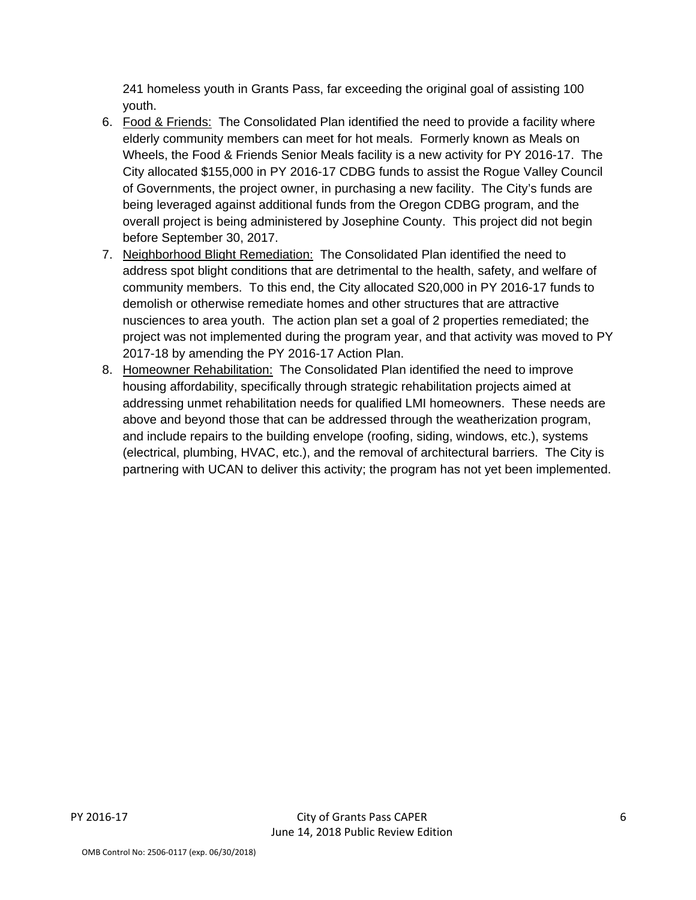241 homeless youth in Grants Pass, far exceeding the original goal of assisting 100 youth.

6. Food & Friends: The Consolidated Plan identified the need to provide a facility where elderly community members can meet for hot meals. Formerly known as Meals on Wheels, the Food & Friends Senior Meals facility is a new activity for PY 2016-17. The City allocated $155,000 in PY 2016-17 CDBG funds to assist the Rogue Valley Council of Governments, the project owner, in purchasing a new facility. The City's funds are being leveraged against additional funds from the Oregon CDBG program, and the overall project is being administered by Josephine County. This project did not begin before September 30, 2017.
7. Neighborhood Blight Remediation: The Consolidated Plan identified the need to address spot blight conditions that are detrimental to the health, safety, and welfare of community members. To this end, the City allocated S20,000 in PY 2016-17 funds to demolish or otherwise remediate homes and other structures that are attractive nusciences to area youth. The action plan set a goal of 2 properties remediated; the project was not implemented during the program year, and that activity was moved to PY 2017-18 by amending the PY 2016-17 Action Plan.
8. Homeowner Rehabilitation: The Consolidated Plan identified the need to improve housing affordability, specifically through strategic rehabilitation projects aimed at addressing unmet rehabilitation needs for qualified LMI homeowners. These needs are above and beyond those that can be addressed through the weatherization program, and include repairs to the building envelope (roofing, siding, windows, etc.), systems (electrical, plumbing, HVAC, etc.), and the removal of architectural barriers. The City is partnering with UCAN to deliver this activity; the program has not yet been implemented.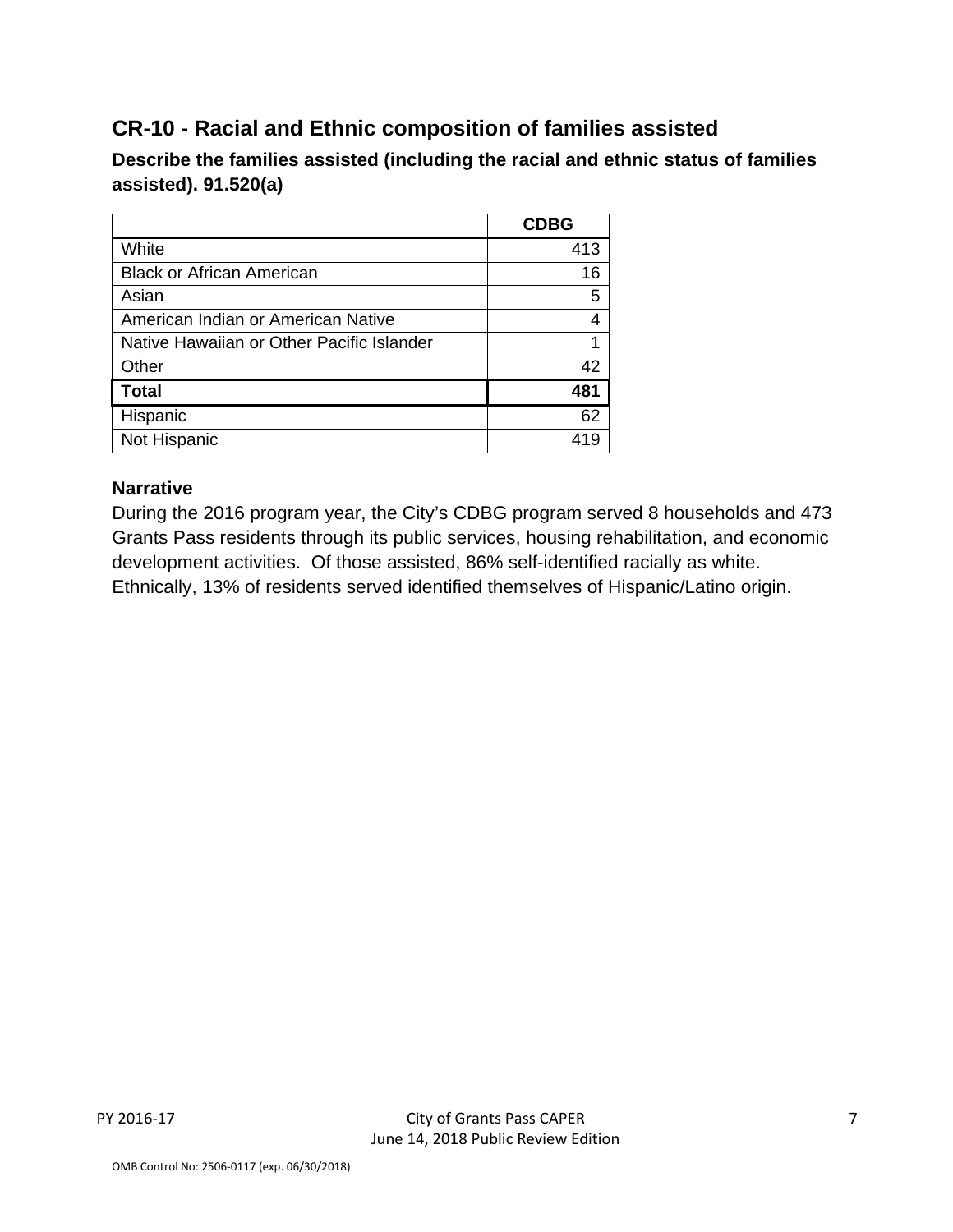## CR-10 - Racial and Ethnic composition of families assisted

**Describe the families assisted (including the racial and ethnic status of families assisted). 91.520(a)**

| | **CDBG** |
|---|---|
| White | 413 |
| Black or African American | 16 |
| Asian | 5 |
| American Indian or American Native | 4 |
| Native Hawaiian or Other Pacific Islander | 1 |
| Other | 42 |
| **Total** | **481** |
| Hispanic | 62 |
| Not Hispanic | 419 |

**Narrative**

During the 2016 program year, the City's CDBG program served 8 households and 473 Grants Pass residents through its public services, housing rehabilitation, and economic development activities. Of those assisted, 86% self-identified racially as white. Ethnically, 13% of residents served identified themselves of Hispanic/Latino origin.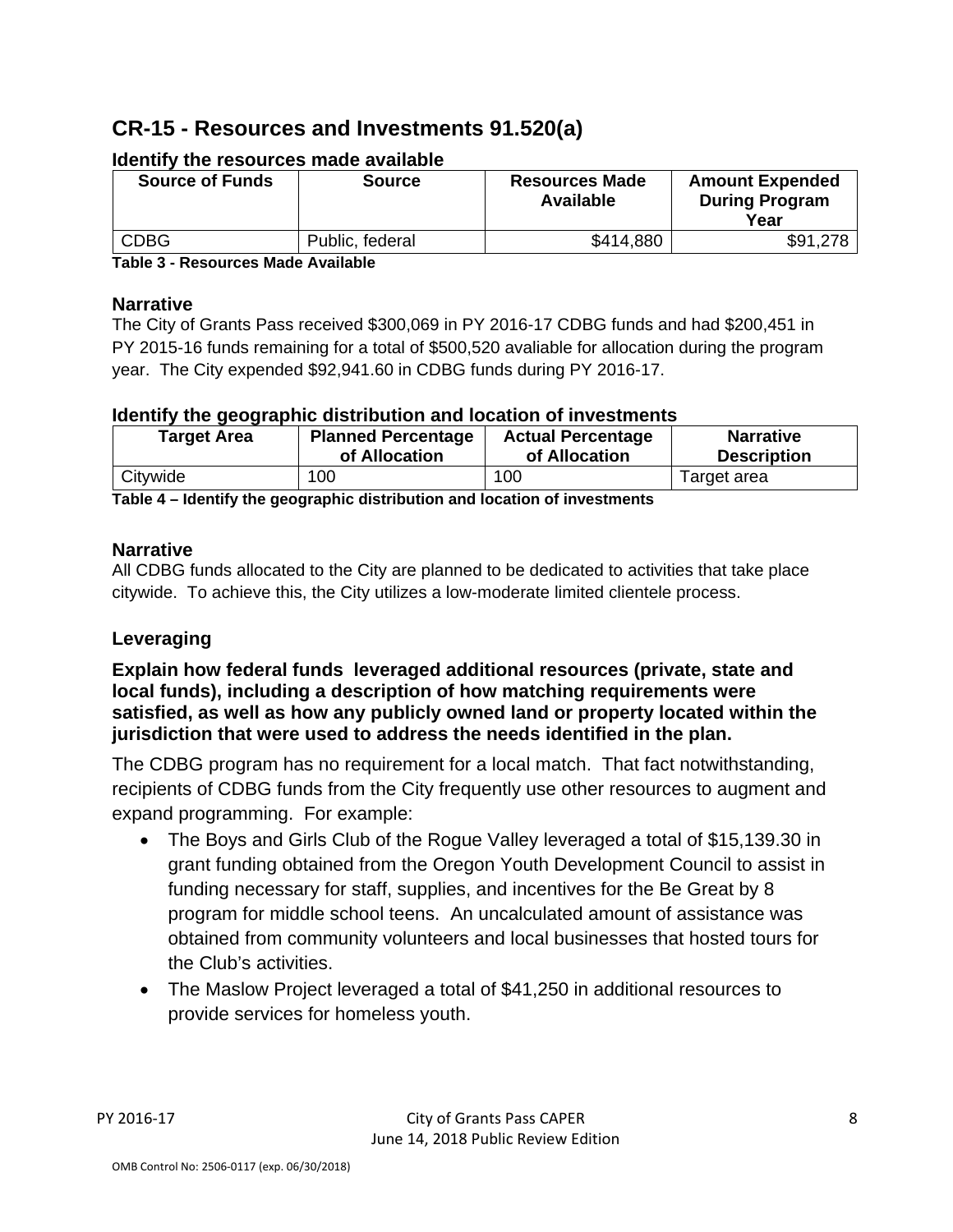## CR-15 - Resources and Investments 91.520(a)

### Identify the resources made available

| Source of Funds | Source | Resources Made Available | Amount Expended During Program Year |
|---|---|---|---|
| CDBG | Public, federal | $414,880 | $91,278 |

**Table 3 - Resources Made Available**

### Narrative

The City of Grants Pass received $300,069 in PY 2016-17 CDBG funds and had $200,451 in PY 2015-16 funds remaining for a total of $500,520 avaliable for allocation during the program year. The City expended $92,941.60 in CDBG funds during PY 2016-17.

### Identify the geographic distribution and location of investments

| Target Area | Planned Percentage of Allocation | Actual Percentage of Allocation | Narrative Description |
|---|---|---|---|
| Citywide | 100 | 100 | Target area |

**Table 4 – Identify the geographic distribution and location of investments**

### Narrative

All CDBG funds allocated to the City are planned to be dedicated to activities that take place citywide. To achieve this, the City utilizes a low-moderate limited clientele process.

### Leveraging

**Explain how federal funds leveraged additional resources (private, state and local funds), including a description of how matching requirements were satisfied, as well as how any publicly owned land or property located within the jurisdiction that were used to address the needs identified in the plan.**

The CDBG program has no requirement for a local match. That fact notwithstanding, recipients of CDBG funds from the City frequently use other resources to augment and expand programming. For example:

- The Boys and Girls Club of the Rogue Valley leveraged a total of $15,139.30 in grant funding obtained from the Oregon Youth Development Council to assist in funding necessary for staff, supplies, and incentives for the Be Great by 8 program for middle school teens. An uncalculated amount of assistance was obtained from community volunteers and local businesses that hosted tours for the Club's activities.
- The Maslow Project leveraged a total of $41,250 in additional resources to provide services for homeless youth.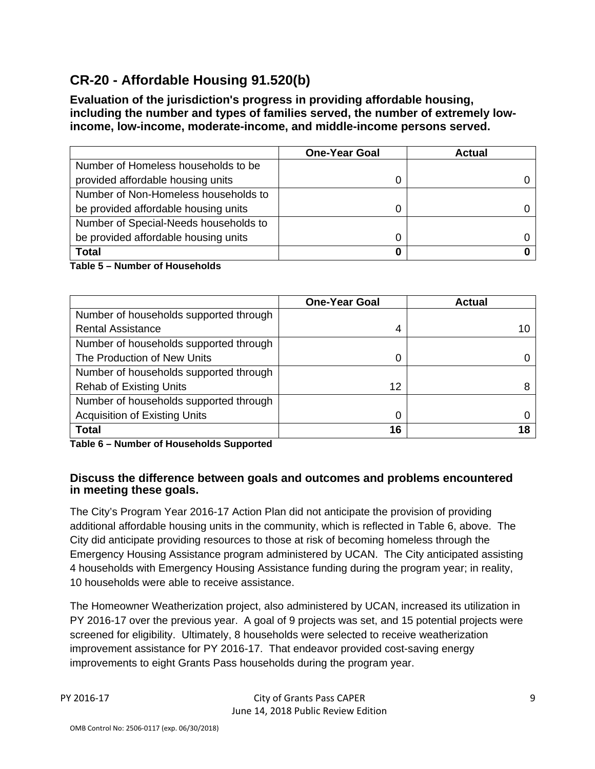## CR-20 - Affordable Housing 91.520(b)

**Evaluation of the jurisdiction's progress in providing affordable housing, including the number and types of families served, the number of extremely low-income, low-income, moderate-income, and middle-income persons served.**

| | One-Year Goal | Actual |
|---|---|---|
| Number of Homeless households to be provided affordable housing units | 0 | 0 |
| Number of Non-Homeless households to be provided affordable housing units | 0 | 0 |
| Number of Special-Needs households to be provided affordable housing units | 0 | 0 |
| **Total** | **0** | **0** |

**Table 5 – Number of Households**

| | One-Year Goal | Actual |
|---|---|---|
| Number of households supported through Rental Assistance | 4 | 10 |
| Number of households supported through The Production of New Units | 0 | 0 |
| Number of households supported through Rehab of Existing Units | 12 | 8 |
| Number of households supported through Acquisition of Existing Units | 0 | 0 |
| **Total** | **16** | **18** |

**Table 6 – Number of Households Supported**

**Discuss the difference between goals and outcomes and problems encountered in meeting these goals.**

The City's Program Year 2016-17 Action Plan did not anticipate the provision of providing additional affordable housing units in the community, which is reflected in Table 6, above. The City did anticipate providing resources to those at risk of becoming homeless through the Emergency Housing Assistance program administered by UCAN. The City anticipated assisting 4 households with Emergency Housing Assistance funding during the program year; in reality, 10 households were able to receive assistance.

The Homeowner Weatherization project, also administered by UCAN, increased its utilization in PY 2016-17 over the previous year. A goal of 9 projects was set, and 15 potential projects were screened for eligibility. Ultimately, 8 households were selected to receive weatherization improvement assistance for PY 2016-17. That endeavor provided cost-saving energy improvements to eight Grants Pass households during the program year.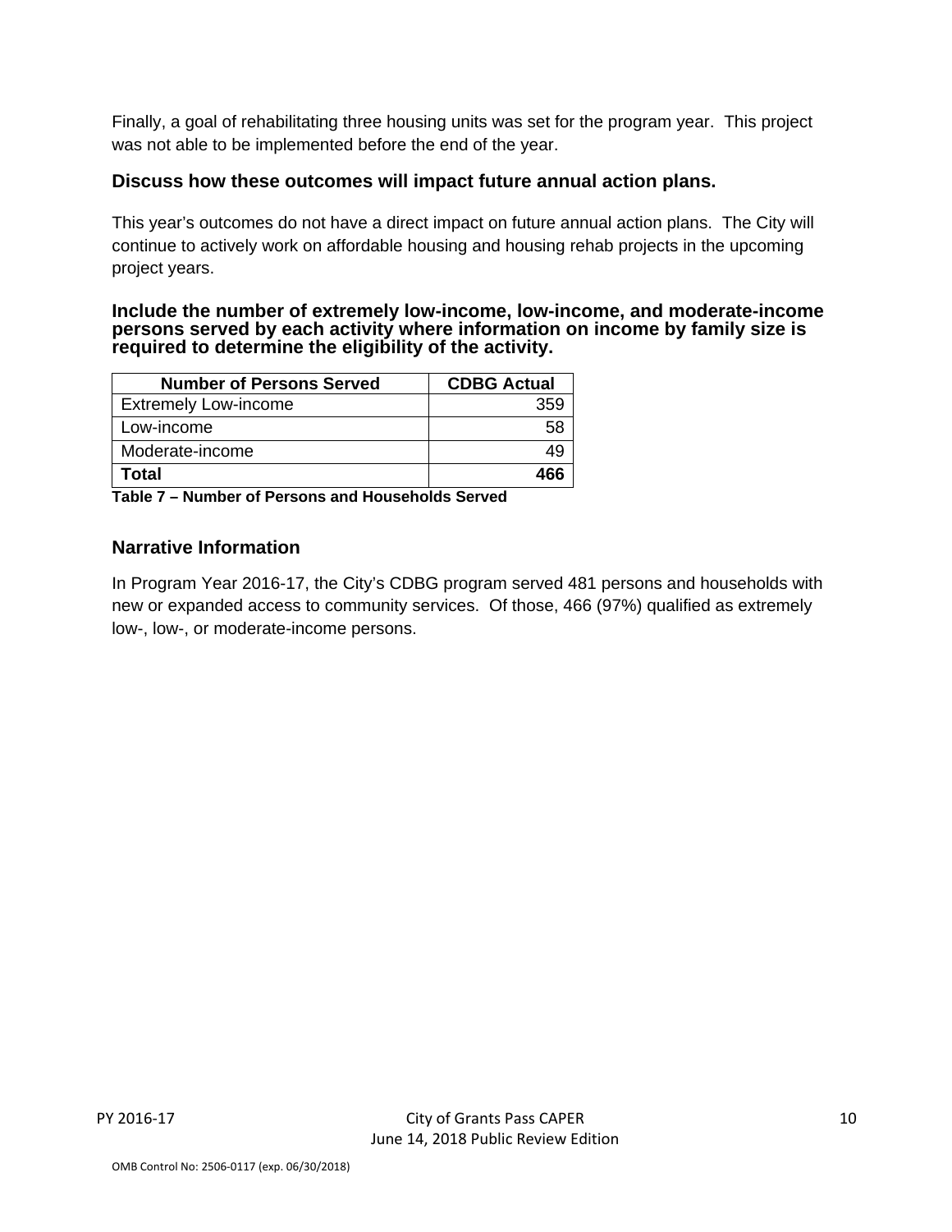Finally, a goal of rehabilitating three housing units was set for the program year. This project was not able to be implemented before the end of the year.

### Discuss how these outcomes will impact future annual action plans.

This year's outcomes do not have a direct impact on future annual action plans. The City will continue to actively work on affordable housing and housing rehab projects in the upcoming project years.

### Include the number of extremely low-income, low-income, and moderate-income persons served by each activity where information on income by family size is required to determine the eligibility of the activity.

| Number of Persons Served | CDBG Actual |
|---|---|
| Extremely Low-income | 359 |
| Low-income | 58 |
| Moderate-income | 49 |
| **Total** | **466** |

**Table 7 – Number of Persons and Households Served**

### Narrative Information

In Program Year 2016-17, the City's CDBG program served 481 persons and households with new or expanded access to community services. Of those, 466 (97%) qualified as extremely low-, low-, or moderate-income persons.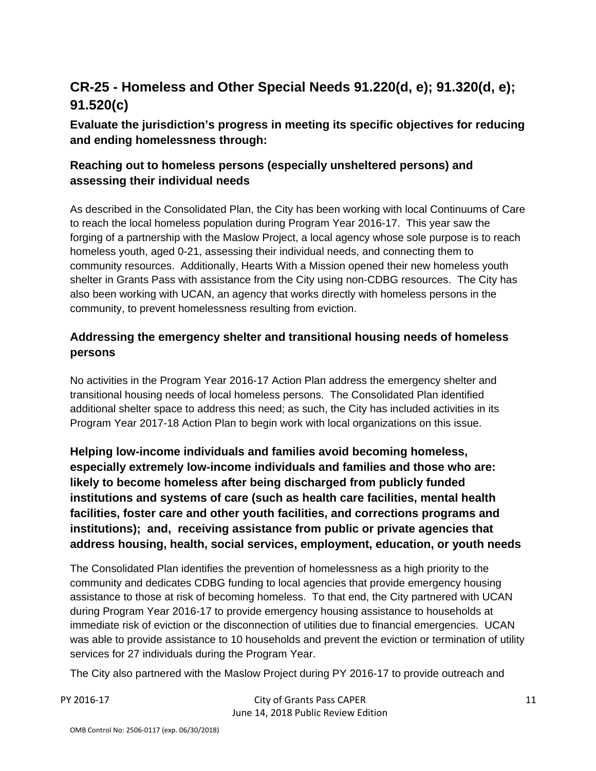## CR-25 - Homeless and Other Special Needs 91.220(d, e); 91.320(d, e); 91.520(c)

### Evaluate the jurisdiction's progress in meeting its specific objectives for reducing and ending homelessness through:

### Reaching out to homeless persons (especially unsheltered persons) and assessing their individual needs

As described in the Consolidated Plan, the City has been working with local Continuums of Care to reach the local homeless population during Program Year 2016-17. This year saw the forging of a partnership with the Maslow Project, a local agency whose sole purpose is to reach homeless youth, aged 0-21, assessing their individual needs, and connecting them to community resources. Additionally, Hearts With a Mission opened their new homeless youth shelter in Grants Pass with assistance from the City using non-CDBG resources. The City has also been working with UCAN, an agency that works directly with homeless persons in the community, to prevent homelessness resulting from eviction.

### Addressing the emergency shelter and transitional housing needs of homeless persons

No activities in the Program Year 2016-17 Action Plan address the emergency shelter and transitional housing needs of local homeless persons. The Consolidated Plan identified additional shelter space to address this need; as such, the City has included activities in its Program Year 2017-18 Action Plan to begin work with local organizations on this issue.

### Helping low-income individuals and families avoid becoming homeless, especially extremely low-income individuals and families and those who are: likely to become homeless after being discharged from publicly funded institutions and systems of care (such as health care facilities, mental health facilities, foster care and other youth facilities, and corrections programs and institutions); and, receiving assistance from public or private agencies that address housing, health, social services, employment, education, or youth needs

The Consolidated Plan identifies the prevention of homelessness as a high priority to the community and dedicates CDBG funding to local agencies that provide emergency housing assistance to those at risk of becoming homeless. To that end, the City partnered with UCAN during Program Year 2016-17 to provide emergency housing assistance to households at immediate risk of eviction or the disconnection of utilities due to financial emergencies. UCAN was able to provide assistance to 10 households and prevent the eviction or termination of utility services for 27 individuals during the Program Year.

The City also partnered with the Maslow Project during PY 2016-17 to provide outreach and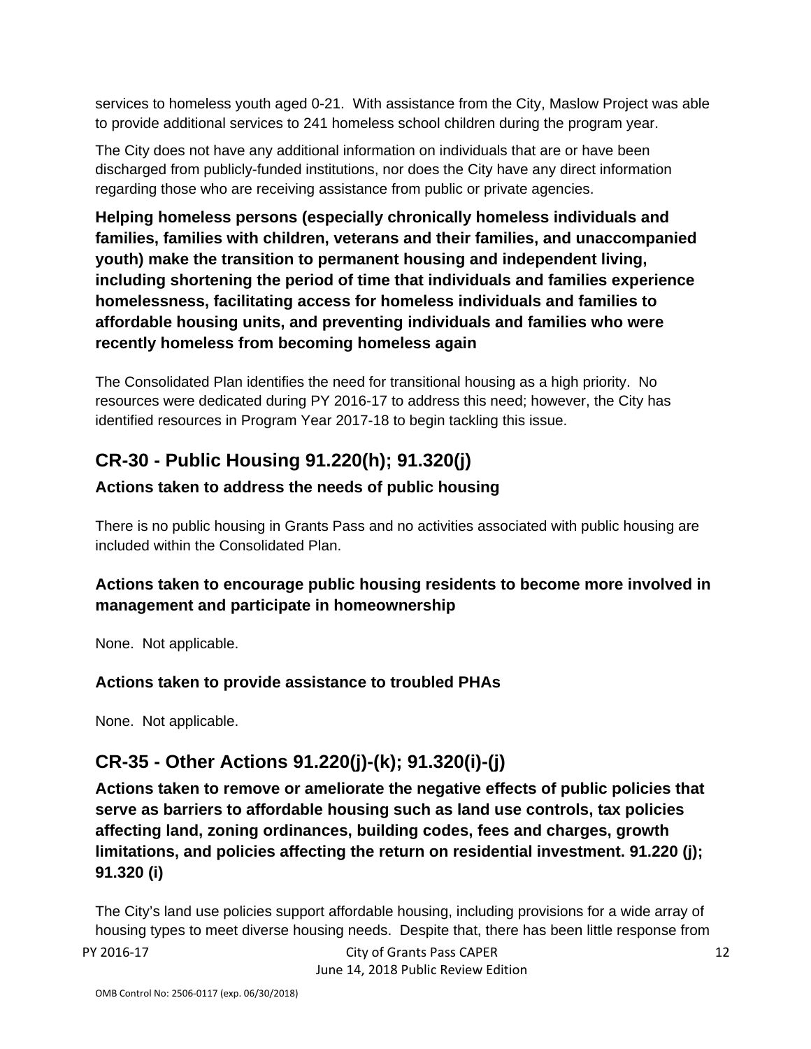services to homeless youth aged 0-21. With assistance from the City, Maslow Project was able to provide additional services to 241 homeless school children during the program year.

The City does not have any additional information on individuals that are or have been discharged from publicly-funded institutions, nor does the City have any direct information regarding those who are receiving assistance from public or private agencies.

### Helping homeless persons (especially chronically homeless individuals and families, families with children, veterans and their families, and unaccompanied youth) make the transition to permanent housing and independent living, including shortening the period of time that individuals and families experience homelessness, facilitating access for homeless individuals and families to affordable housing units, and preventing individuals and families who were recently homeless from becoming homeless again

The Consolidated Plan identifies the need for transitional housing as a high priority. No resources were dedicated during PY 2016-17 to address this need; however, the City has identified resources in Program Year 2017-18 to begin tackling this issue.

## CR-30 - Public Housing 91.220(h); 91.320(j)

### Actions taken to address the needs of public housing

There is no public housing in Grants Pass and no activities associated with public housing are included within the Consolidated Plan.

### Actions taken to encourage public housing residents to become more involved in management and participate in homeownership

None. Not applicable.

### Actions taken to provide assistance to troubled PHAs

None. Not applicable.

## CR-35 - Other Actions 91.220(j)-(k); 91.320(i)-(j)

### Actions taken to remove or ameliorate the negative effects of public policies that serve as barriers to affordable housing such as land use controls, tax policies affecting land, zoning ordinances, building codes, fees and charges, growth limitations, and policies affecting the return on residential investment. 91.220 (j); 91.320 (i)

The City's land use policies support affordable housing, including provisions for a wide array of housing types to meet diverse housing needs. Despite that, there has been little response from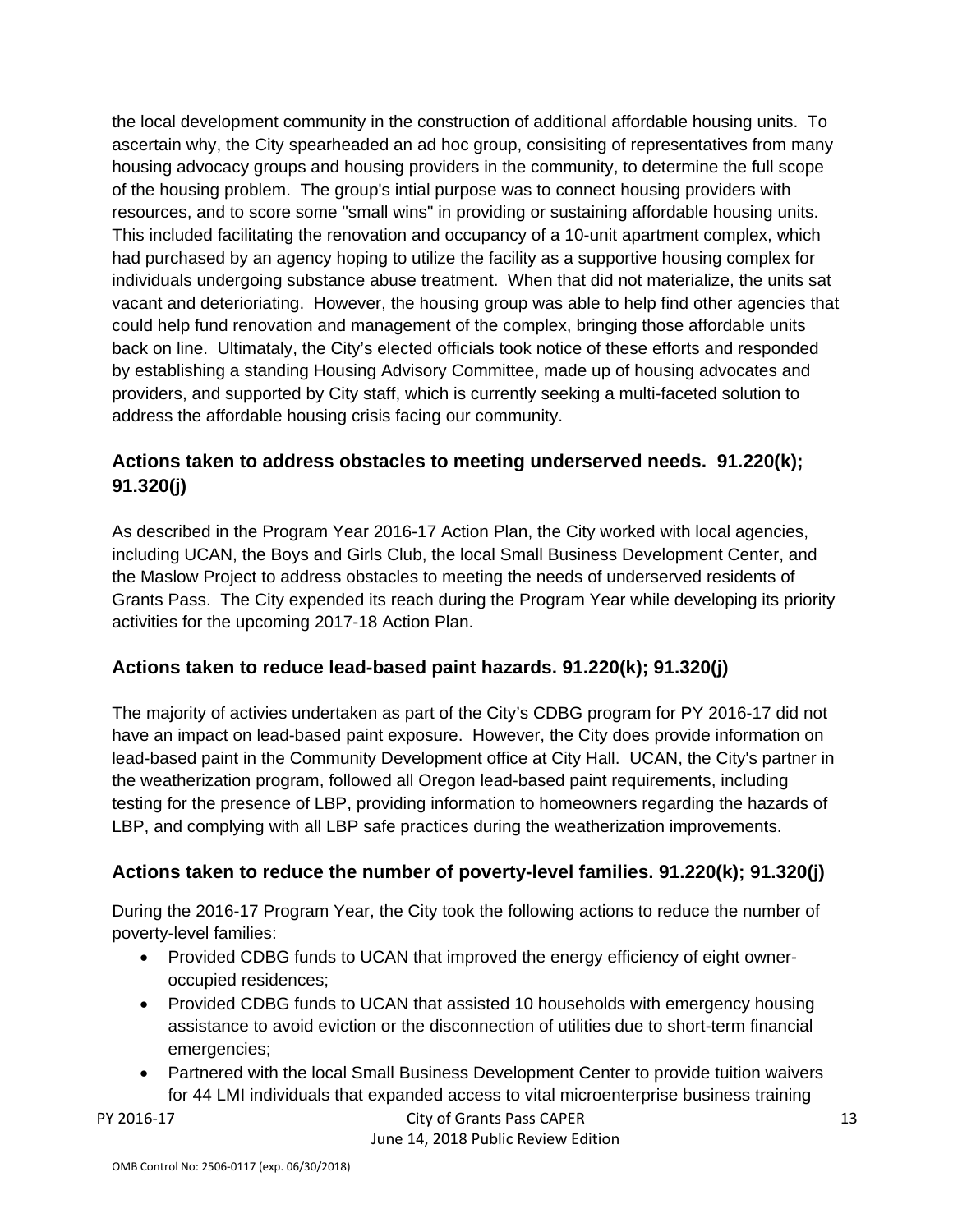the local development community in the construction of additional affordable housing units. To ascertain why, the City spearheaded an ad hoc group, consisiting of representatives from many housing advocacy groups and housing providers in the community, to determine the full scope of the housing problem. The group's intial purpose was to connect housing providers with resources, and to score some "small wins" in providing or sustaining affordable housing units. This included facilitating the renovation and occupancy of a 10-unit apartment complex, which had purchased by an agency hoping to utilize the facility as a supportive housing complex for individuals undergoing substance abuse treatment. When that did not materialize, the units sat vacant and deterioriating. However, the housing group was able to help find other agencies that could help fund renovation and management of the complex, bringing those affordable units back on line. Ultimataly, the City's elected officials took notice of these efforts and responded by establishing a standing Housing Advisory Committee, made up of housing advocates and providers, and supported by City staff, which is currently seeking a multi-faceted solution to address the affordable housing crisis facing our community.

## Actions taken to address obstacles to meeting underserved needs. 91.220(k); 91.320(j)

As described in the Program Year 2016-17 Action Plan, the City worked with local agencies, including UCAN, the Boys and Girls Club, the local Small Business Development Center, and the Maslow Project to address obstacles to meeting the needs of underserved residents of Grants Pass. The City expended its reach during the Program Year while developing its priority activities for the upcoming 2017-18 Action Plan.

## Actions taken to reduce lead-based paint hazards. 91.220(k); 91.320(j)

The majority of activies undertaken as part of the City's CDBG program for PY 2016-17 did not have an impact on lead-based paint exposure. However, the City does provide information on lead-based paint in the Community Development office at City Hall. UCAN, the City's partner in the weatherization program, followed all Oregon lead-based paint requirements, including testing for the presence of LBP, providing information to homeowners regarding the hazards of LBP, and complying with all LBP safe practices during the weatherization improvements.

## Actions taken to reduce the number of poverty-level families. 91.220(k); 91.320(j)

During the 2016-17 Program Year, the City took the following actions to reduce the number of poverty-level families:

- Provided CDBG funds to UCAN that improved the energy efficiency of eight owner-occupied residences;
- Provided CDBG funds to UCAN that assisted 10 households with emergency housing assistance to avoid eviction or the disconnection of utilities due to short-term financial emergencies;
- Partnered with the local Small Business Development Center to provide tuition waivers for 44 LMI individuals that expanded access to vital microenterprise business training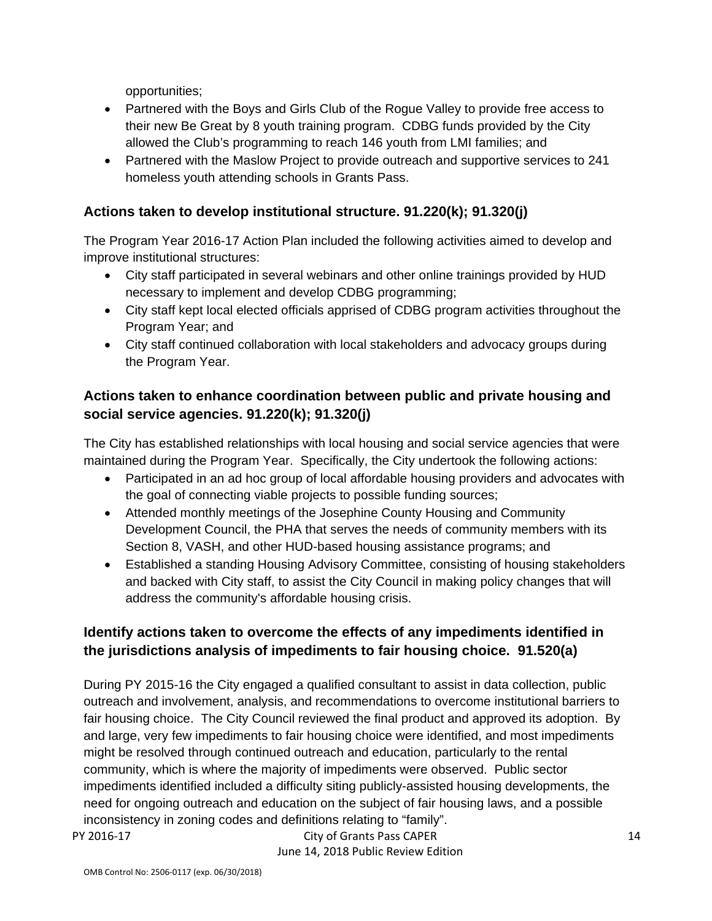opportunities;

- Partnered with the Boys and Girls Club of the Rogue Valley to provide free access to their new Be Great by 8 youth training program. CDBG funds provided by the City allowed the Club's programming to reach 146 youth from LMI families; and
- Partnered with the Maslow Project to provide outreach and supportive services to 241 homeless youth attending schools in Grants Pass.

## Actions taken to develop institutional structure. 91.220(k); 91.320(j)

The Program Year 2016-17 Action Plan included the following activities aimed to develop and improve institutional structures:

- City staff participated in several webinars and other online trainings provided by HUD necessary to implement and develop CDBG programming;
- City staff kept local elected officials apprised of CDBG program activities throughout the Program Year; and
- City staff continued collaboration with local stakeholders and advocacy groups during the Program Year.

## Actions taken to enhance coordination between public and private housing and social service agencies. 91.220(k); 91.320(j)

The City has established relationships with local housing and social service agencies that were maintained during the Program Year. Specifically, the City undertook the following actions:

- Participated in an ad hoc group of local affordable housing providers and advocates with the goal of connecting viable projects to possible funding sources;
- Attended monthly meetings of the Josephine County Housing and Community Development Council, the PHA that serves the needs of community members with its Section 8, VASH, and other HUD-based housing assistance programs; and
- Established a standing Housing Advisory Committee, consisting of housing stakeholders and backed with City staff, to assist the City Council in making policy changes that will address the community's affordable housing crisis.

## Identify actions taken to overcome the effects of any impediments identified in the jurisdictions analysis of impediments to fair housing choice. 91.520(a)

During PY 2015-16 the City engaged a qualified consultant to assist in data collection, public outreach and involvement, analysis, and recommendations to overcome institutional barriers to fair housing choice. The City Council reviewed the final product and approved its adoption. By and large, very few impediments to fair housing choice were identified, and most impediments might be resolved through continued outreach and education, particularly to the rental community, which is where the majority of impediments were observed. Public sector impediments identified included a difficulty siting publicly-assisted housing developments, the need for ongoing outreach and education on the subject of fair housing laws, and a possible inconsistency in zoning codes and definitions relating to "family".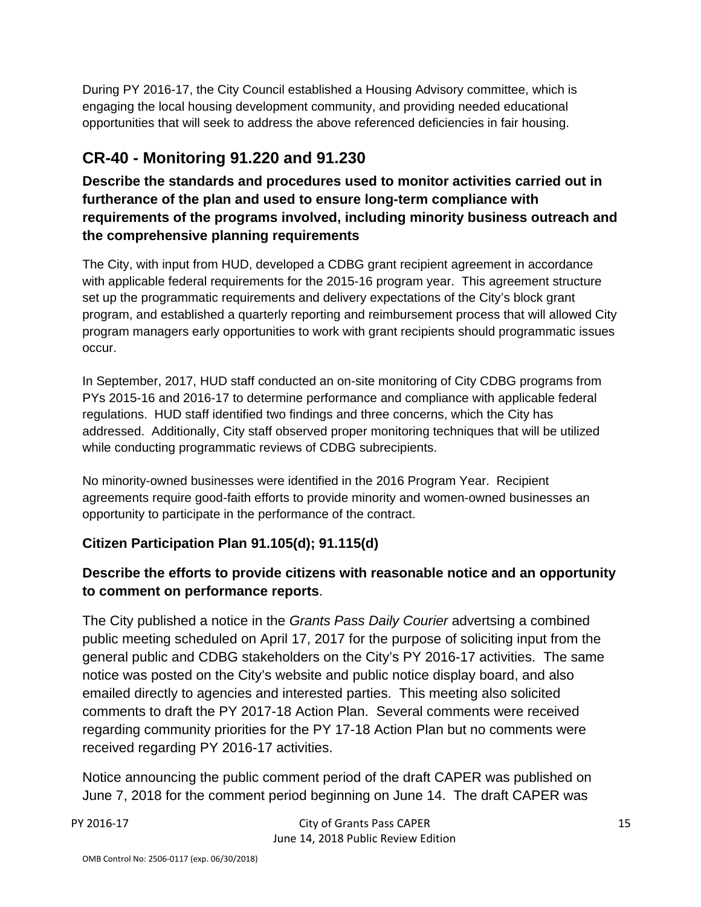During PY 2016-17, the City Council established a Housing Advisory committee, which is engaging the local housing development community, and providing needed educational opportunities that will seek to address the above referenced deficiencies in fair housing.

## CR-40 - Monitoring 91.220 and 91.230

### Describe the standards and procedures used to monitor activities carried out in furtherance of the plan and used to ensure long-term compliance with requirements of the programs involved, including minority business outreach and the comprehensive planning requirements

The City, with input from HUD, developed a CDBG grant recipient agreement in accordance with applicable federal requirements for the 2015-16 program year. This agreement structure set up the programmatic requirements and delivery expectations of the City's block grant program, and established a quarterly reporting and reimbursement process that will allowed City program managers early opportunities to work with grant recipients should programmatic issues occur.

In September, 2017, HUD staff conducted an on-site monitoring of City CDBG programs from PYs 2015-16 and 2016-17 to determine performance and compliance with applicable federal regulations. HUD staff identified two findings and three concerns, which the City has addressed. Additionally, City staff observed proper monitoring techniques that will be utilized while conducting programmatic reviews of CDBG subrecipients.

No minority-owned businesses were identified in the 2016 Program Year. Recipient agreements require good-faith efforts to provide minority and women-owned businesses an opportunity to participate in the performance of the contract.

### Citizen Participation Plan 91.105(d); 91.115(d)

### Describe the efforts to provide citizens with reasonable notice and an opportunity to comment on performance reports.

The City published a notice in the *Grants Pass Daily Courier* advertsing a combined public meeting scheduled on April 17, 2017 for the purpose of soliciting input from the general public and CDBG stakeholders on the City's PY 2016-17 activities. The same notice was posted on the City's website and public notice display board, and also emailed directly to agencies and interested parties. This meeting also solicited comments to draft the PY 2017-18 Action Plan. Several comments were received regarding community priorities for the PY 17-18 Action Plan but no comments were received regarding PY 2016-17 activities.

Notice announcing the public comment period of the draft CAPER was published on June 7, 2018 for the comment period beginning on June 14. The draft CAPER was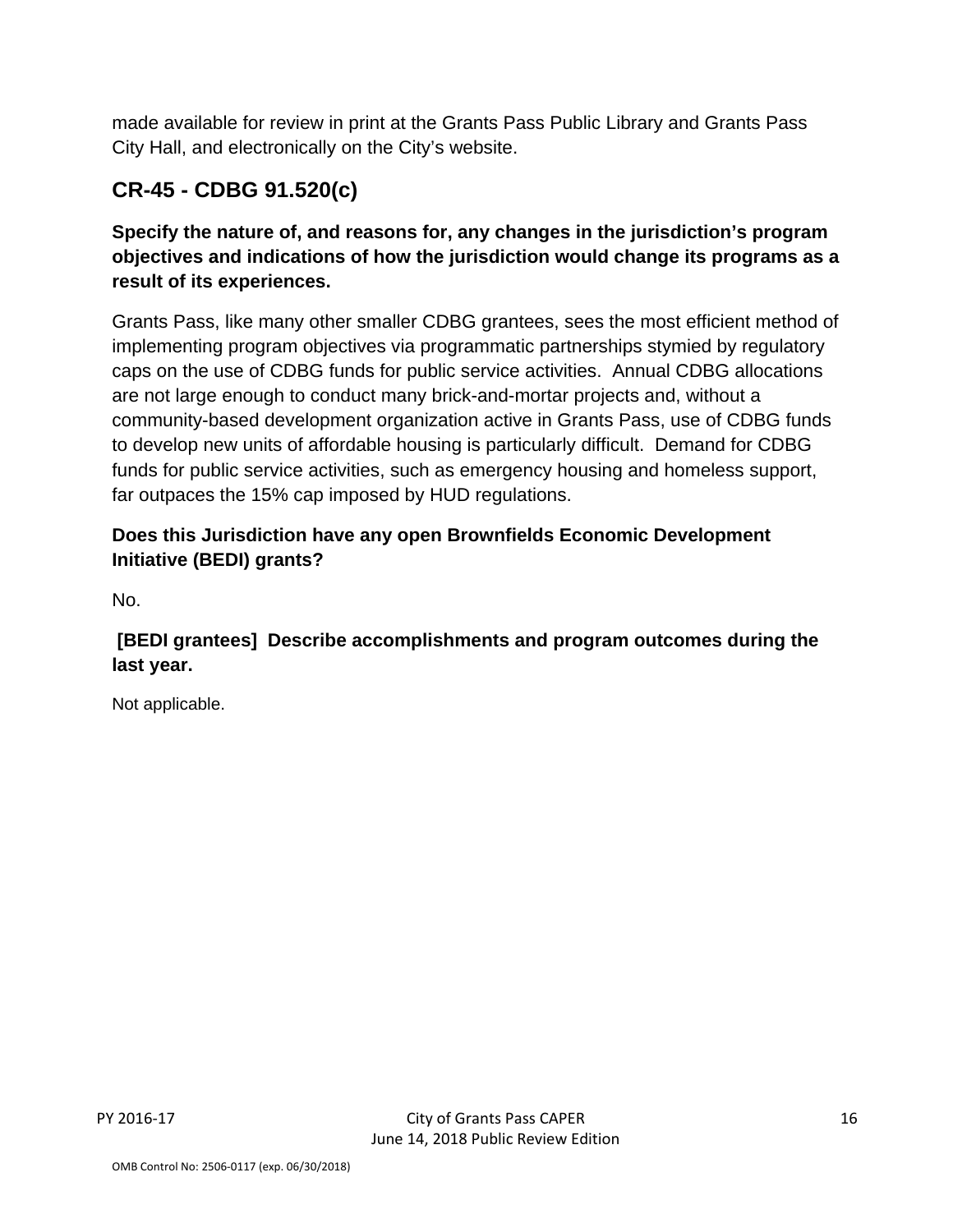made available for review in print at the Grants Pass Public Library and Grants Pass City Hall, and electronically on the City's website.

## CR-45 - CDBG 91.520(c)

**Specify the nature of, and reasons for, any changes in the jurisdiction's program objectives and indications of how the jurisdiction would change its programs as a result of its experiences.**

Grants Pass, like many other smaller CDBG grantees, sees the most efficient method of implementing program objectives via programmatic partnerships stymied by regulatory caps on the use of CDBG funds for public service activities. Annual CDBG allocations are not large enough to conduct many brick-and-mortar projects and, without a community-based development organization active in Grants Pass, use of CDBG funds to develop new units of affordable housing is particularly difficult. Demand for CDBG funds for public service activities, such as emergency housing and homeless support, far outpaces the 15% cap imposed by HUD regulations.

**Does this Jurisdiction have any open Brownfields Economic Development Initiative (BEDI) grants?**

No.

**[BEDI grantees] Describe accomplishments and program outcomes during the last year.**

Not applicable.